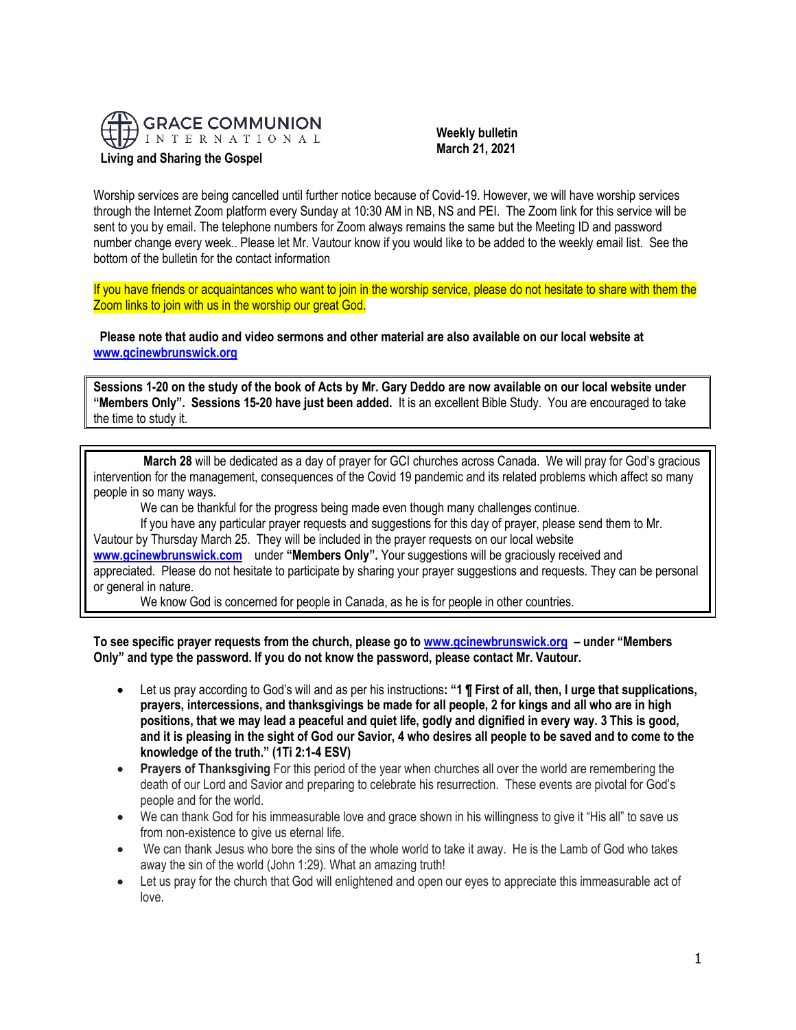**GRACE COMMUNION INTERNATIONAL**

**Living and Sharing the Gospel**

**Weekly bulletin**
**March 21, 2021**

Worship services are being cancelled until further notice because of Covid-19. However, we will have worship services through the Internet Zoom platform every Sunday at 10:30 AM in NB, NS and PEI. The Zoom link for this service will be sent to you by email. The telephone numbers for Zoom always remains the same but the Meeting ID and password number change every week.. Please let Mr. Vautour know if you would like to be added to the weekly email list. See the bottom of the bulletin for the contact information

If you have friends or acquaintances who want to join in the worship service, please do not hesitate to share with them the Zoom links to join with us in the worship our great God.

**Please note that audio and video sermons and other material are also available on our local website at [www.gcinewbrunswick.org](www.gcinewbrunswick.org)**

**Sessions 1-20 on the study of the book of Acts by Mr. Gary Deddo are now available on our local website under "Members Only". Sessions 15-20 have just been added.** It is an excellent Bible Study. You are encouraged to take the time to study it.

**March 28** will be dedicated as a day of prayer for GCI churches across Canada. We will pray for God's gracious intervention for the management, consequences of the Covid 19 pandemic and its related problems which affect so many people in so many ways.

We can be thankful for the progress being made even though many challenges continue.

If you have any particular prayer requests and suggestions for this day of prayer, please send them to Mr. Vautour by Thursday March 25. They will be included in the prayer requests on our local website [www.gcinewbrunswick.com](www.gcinewbrunswick.com) under **"Members Only".** Your suggestions will be graciously received and appreciated. Please do not hesitate to participate by sharing your prayer suggestions and requests. They can be personal or general in nature.

We know God is concerned for people in Canada, as he is for people in other countries.

**To see specific prayer requests from the church, please go to [www.gcinewbrunswick.org](www.gcinewbrunswick.org) – under "Members Only" and type the password. If you do not know the password, please contact Mr. Vautour.**

- Let us pray according to God's will and as per his instructions**: "1 ¶ First of all, then, I urge that supplications, prayers, intercessions, and thanksgivings be made for all people, 2 for kings and all who are in high positions, that we may lead a peaceful and quiet life, godly and dignified in every way. 3 This is good, and it is pleasing in the sight of God our Savior, 4 who desires all people to be saved and to come to the knowledge of the truth." (1Ti 2:1-4 ESV)**
- **Prayers of Thanksgiving** For this period of the year when churches all over the world are remembering the death of our Lord and Savior and preparing to celebrate his resurrection. These events are pivotal for God's people and for the world.
- We can thank God for his immeasurable love and grace shown in his willingness to give it "His all" to save us from non-existence to give us eternal life.
- We can thank Jesus who bore the sins of the whole world to take it away. He is the Lamb of God who takes away the sin of the world (John 1:29). What an amazing truth!
- Let us pray for the church that God will enlightened and open our eyes to appreciate this immeasurable act of love.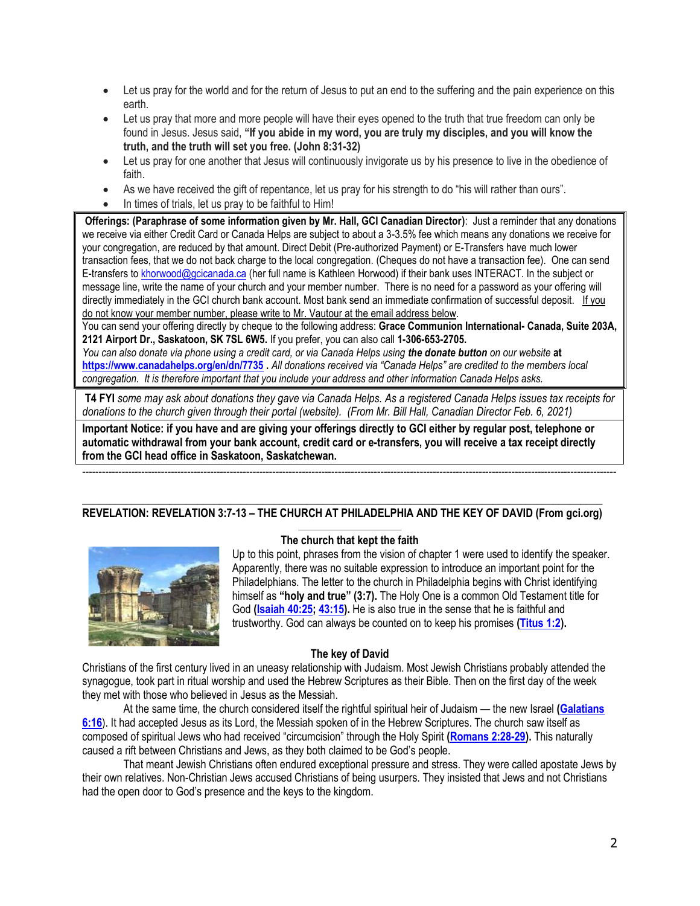- Let us pray for the world and for the return of Jesus to put an end to the suffering and the pain experience on this earth.
- Let us pray that more and more people will have their eyes opened to the truth that true freedom can only be found in Jesus. Jesus said, **"If you abide in my word, you are truly my disciples, and you will know the truth, and the truth will set you free. (John 8:31-32)**
- Let us pray for one another that Jesus will continuously invigorate us by his presence to live in the obedience of faith.
- As we have received the gift of repentance, let us pray for his strength to do "his will rather than ours".
- In times of trials, let us pray to be faithful to Him!

**Offerings: (Paraphrase of some information given by Mr. Hall, GCI Canadian Director)**: Just a reminder that any donations we receive via either Credit Card or Canada Helps are subject to about a 3-3.5% fee which means any donations we receive for your congregation, are reduced by that amount. Direct Debit (Pre-authorized Payment) or E-Transfers have much lower transaction fees, that we do not back charge to the local congregation. (Cheques do not have a transaction fee). One can send E-transfers to khorwood@gcicanada.ca (her full name is Kathleen Horwood) if their bank uses INTERACT. In the subject or message line, write the name of your church and your member number. There is no need for a password as your offering will directly immediately in the GCI church bank account. Most bank send an immediate confirmation of successful deposit. If you do not know your member number, please write to Mr. Vautour at the email address below.
You can send your offering directly by cheque to the following address: **Grace Communion International- Canada, Suite 203A, 2121 Airport Dr., Saskatoon, SK 7SL 6W5.** If you prefer, you can also call **1-306-653-2705.**
*You can also donate via phone using a credit card, or via Canada Helps using* ***the donate button*** *on our website* **at https://www.canadahelps.org/en/dn/7735** . *All donations received via "Canada Helps" are credited to the members local congregation. It is therefore important that you include your address and other information Canada Helps asks.*

**T4 FYI** *some may ask about donations they gave via Canada Helps. As a registered Canada Helps issues tax receipts for donations to the church given through their portal (website). (From Mr. Bill Hall, Canadian Director Feb. 6, 2021)*

**Important Notice: if you have and are giving your offerings directly to GCI either by regular post, telephone or automatic withdrawal from your bank account, credit card or e-transfers, you will receive a tax receipt directly from the GCI head office in Saskatoon, Saskatchewan.**

---

## REVELATION: REVELATION 3:7-13 – THE CHURCH AT PHILADELPHIA AND THE KEY OF DAVID (From gci.org)

### The church that kept the faith

Up to this point, phrases from the vision of chapter 1 were used to identify the speaker. Apparently, there was no suitable expression to introduce an important point for the Philadelphians. The letter to the church in Philadelphia begins with Christ identifying himself as **"holy and true" (3:7).** The Holy One is a common Old Testament title for God **(Isaiah 40:25; 43:15).** He is also true in the sense that he is faithful and trustworthy. God can always be counted on to keep his promises **(Titus 1:2).**

### The key of David

Christians of the first century lived in an uneasy relationship with Judaism. Most Jewish Christians probably attended the synagogue, took part in ritual worship and used the Hebrew Scriptures as their Bible. Then on the first day of the week they met with those who believed in Jesus as the Messiah.

At the same time, the church considered itself the rightful spiritual heir of Judaism — the new Israel (**Galatians 6:16**). It had accepted Jesus as its Lord, the Messiah spoken of in the Hebrew Scriptures. The church saw itself as composed of spiritual Jews who had received "circumcision" through the Holy Spirit **(Romans 2:28-29).** This naturally caused a rift between Christians and Jews, as they both claimed to be God's people.

That meant Jewish Christians often endured exceptional pressure and stress. They were called apostate Jews by their own relatives. Non-Christian Jews accused Christians of being usurpers. They insisted that Jews and not Christians had the open door to God's presence and the keys to the kingdom.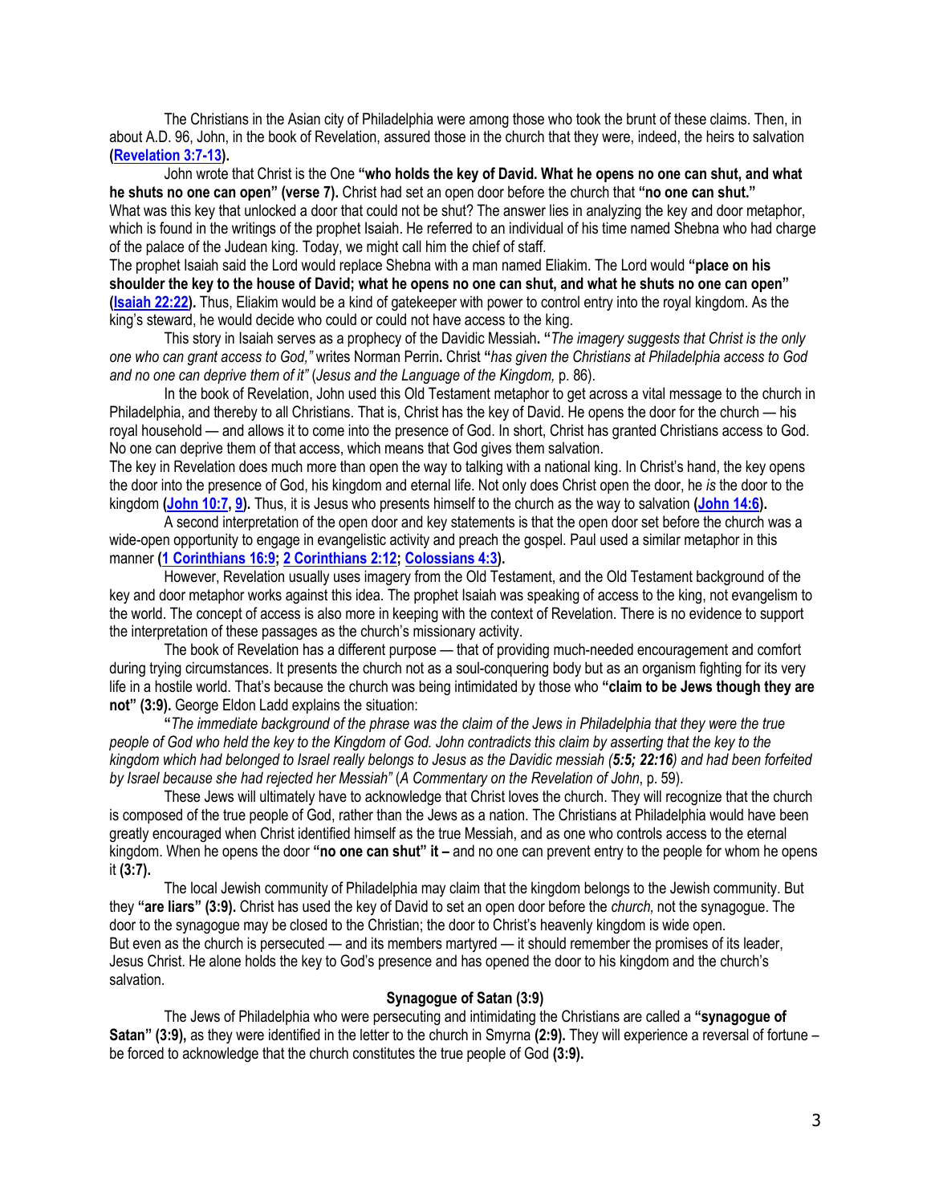The Christians in the Asian city of Philadelphia were among those who took the brunt of these claims. Then, in about A.D. 96, John, in the book of Revelation, assured those in the church that they were, indeed, the heirs to salvation **(Revelation 3:7-13).**

John wrote that Christ is the One **"who holds the key of David. What he opens no one can shut, and what he shuts no one can open" (verse 7).** Christ had set an open door before the church that **"no one can shut."** What was this key that unlocked a door that could not be shut? The answer lies in analyzing the key and door metaphor, which is found in the writings of the prophet Isaiah. He referred to an individual of his time named Shebna who had charge of the palace of the Judean king. Today, we might call him the chief of staff.

The prophet Isaiah said the Lord would replace Shebna with a man named Eliakim. The Lord would **"place on his shoulder the key to the house of David; what he opens no one can shut, and what he shuts no one can open" (Isaiah 22:22).** Thus, Eliakim would be a kind of gatekeeper with power to control entry into the royal kingdom. As the king's steward, he would decide who could or could not have access to the king.

This story in Isaiah serves as a prophecy of the Davidic Messiah**. "***The imagery suggests that Christ is the only one who can grant access to God,"* writes Norman Perrin**.** Christ **"***has given the Christians at Philadelphia access to God and no one can deprive them of it"* (*Jesus and the Language of the Kingdom,* p. 86).

In the book of Revelation, John used this Old Testament metaphor to get across a vital message to the church in Philadelphia, and thereby to all Christians. That is, Christ has the key of David. He opens the door for the church — his royal household — and allows it to come into the presence of God. In short, Christ has granted Christians access to God. No one can deprive them of that access, which means that God gives them salvation.

The key in Revelation does much more than open the way to talking with a national king. In Christ's hand, the key opens the door into the presence of God, his kingdom and eternal life. Not only does Christ open the door, he *is* the door to the kingdom **(John 10:7, 9).** Thus, it is Jesus who presents himself to the church as the way to salvation **(John 14:6).**

A second interpretation of the open door and key statements is that the open door set before the church was a wide-open opportunity to engage in evangelistic activity and preach the gospel. Paul used a similar metaphor in this manner **(1 Corinthians 16:9; 2 Corinthians 2:12; Colossians 4:3).**

However, Revelation usually uses imagery from the Old Testament, and the Old Testament background of the key and door metaphor works against this idea. The prophet Isaiah was speaking of access to the king, not evangelism to the world. The concept of access is also more in keeping with the context of Revelation. There is no evidence to support the interpretation of these passages as the church's missionary activity.

The book of Revelation has a different purpose — that of providing much-needed encouragement and comfort during trying circumstances. It presents the church not as a soul-conquering body but as an organism fighting for its very life in a hostile world. That's because the church was being intimidated by those who **"claim to be Jews though they are not" (3:9).** George Eldon Ladd explains the situation:

**"***The immediate background of the phrase was the claim of the Jews in Philadelphia that they were the true people of God who held the key to the Kingdom of God. John contradicts this claim by asserting that the key to the kingdom which had belonged to Israel really belongs to Jesus as the Davidic messiah (**5:5; 22:16**) and had been forfeited by Israel because she had rejected her Messiah"* (*A Commentary on the Revelation of John*, p. 59).

These Jews will ultimately have to acknowledge that Christ loves the church. They will recognize that the church is composed of the true people of God, rather than the Jews as a nation. The Christians at Philadelphia would have been greatly encouraged when Christ identified himself as the true Messiah, and as one who controls access to the eternal kingdom. When he opens the door **"no one can shut" it –** and no one can prevent entry to the people for whom he opens it **(3:7).**

The local Jewish community of Philadelphia may claim that the kingdom belongs to the Jewish community. But they **"are liars" (3:9).** Christ has used the key of David to set an open door before the *church,* not the synagogue. The door to the synagogue may be closed to the Christian; the door to Christ's heavenly kingdom is wide open.

But even as the church is persecuted — and its members martyred — it should remember the promises of its leader, Jesus Christ. He alone holds the key to God's presence and has opened the door to his kingdom and the church's salvation.

### Synagogue of Satan (3:9)

The Jews of Philadelphia who were persecuting and intimidating the Christians are called a **"synagogue of Satan" (3:9),** as they were identified in the letter to the church in Smyrna **(2:9).** They will experience a reversal of fortune – be forced to acknowledge that the church constitutes the true people of God **(3:9).**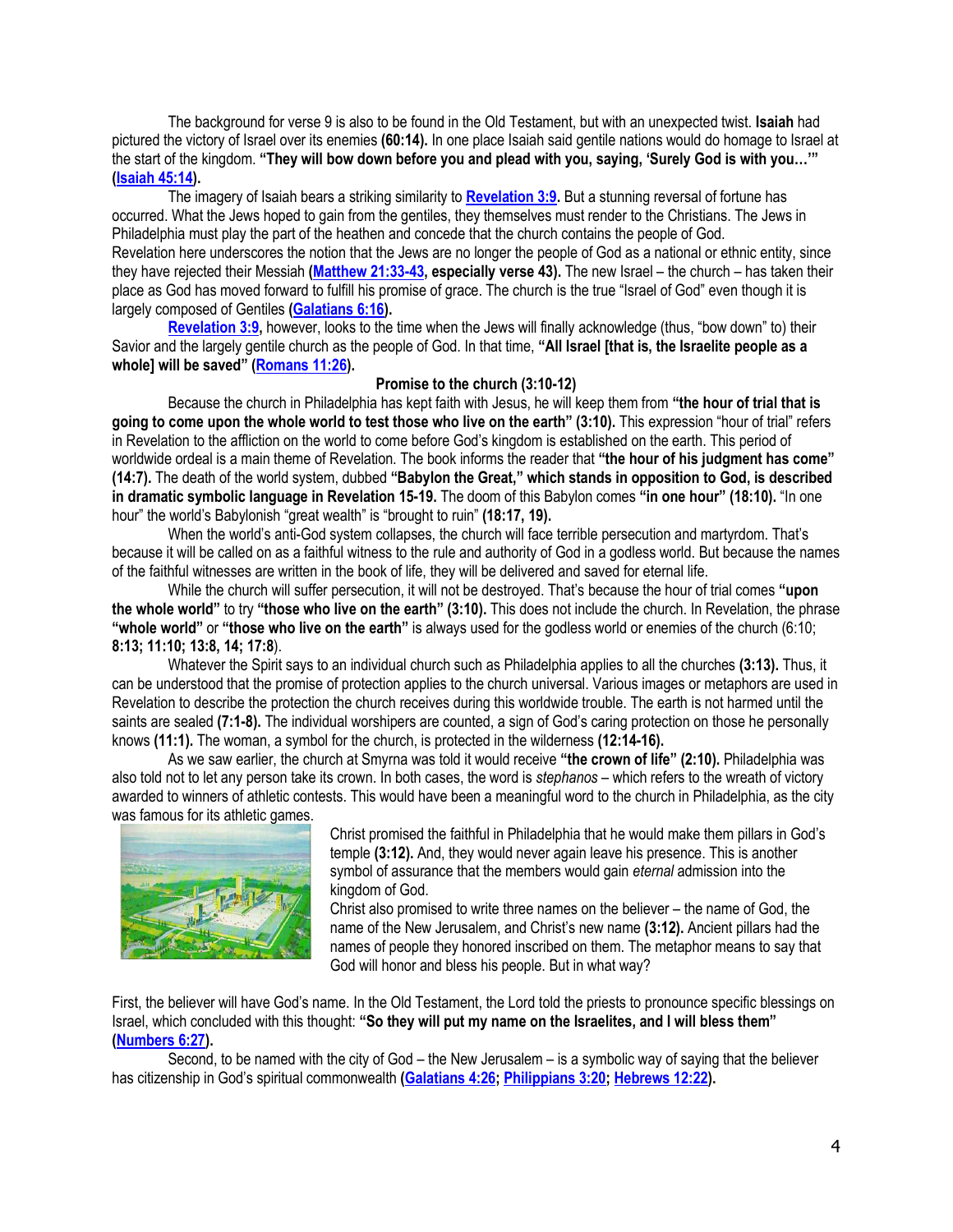The background for verse 9 is also to be found in the Old Testament, but with an unexpected twist. **Isaiah** had pictured the victory of Israel over its enemies **(60:14).** In one place Isaiah said gentile nations would do homage to Israel at the start of the kingdom. **"They will bow down before you and plead with you, saying, 'Surely God is with you…'" (Isaiah 45:14).**

The imagery of Isaiah bears a striking similarity to **Revelation 3:9.** But a stunning reversal of fortune has occurred. What the Jews hoped to gain from the gentiles, they themselves must render to the Christians. The Jews in Philadelphia must play the part of the heathen and concede that the church contains the people of God.

Revelation here underscores the notion that the Jews are no longer the people of God as a national or ethnic entity, since they have rejected their Messiah **(Matthew 21:33-43, especially verse 43).** The new Israel – the church – has taken their place as God has moved forward to fulfill his promise of grace. The church is the true "Israel of God" even though it is largely composed of Gentiles **(Galatians 6:16).**

**Revelation 3:9,** however, looks to the time when the Jews will finally acknowledge (thus, "bow down" to) their Savior and the largely gentile church as the people of God. In that time, **"All Israel [that is, the Israelite people as a whole] will be saved" (Romans 11:26).**

**Promise to the church (3:10-12)**

Because the church in Philadelphia has kept faith with Jesus, he will keep them from **"the hour of trial that is going to come upon the whole world to test those who live on the earth" (3:10).** This expression "hour of trial" refers in Revelation to the affliction on the world to come before God's kingdom is established on the earth. This period of worldwide ordeal is a main theme of Revelation. The book informs the reader that **"the hour of his judgment has come" (14:7).** The death of the world system, dubbed **"Babylon the Great," which stands in opposition to God, is described in dramatic symbolic language in Revelation 15-19.** The doom of this Babylon comes **"in one hour" (18:10).** "In one hour" the world's Babylonish "great wealth" is "brought to ruin" **(18:17, 19).**

When the world's anti-God system collapses, the church will face terrible persecution and martyrdom. That's because it will be called on as a faithful witness to the rule and authority of God in a godless world. But because the names of the faithful witnesses are written in the book of life, they will be delivered and saved for eternal life.

While the church will suffer persecution, it will not be destroyed. That's because the hour of trial comes **"upon the whole world"** to try **"those who live on the earth" (3:10).** This does not include the church. In Revelation, the phrase **"whole world"** or **"those who live on the earth"** is always used for the godless world or enemies of the church (6:10; **8:13; 11:10; 13:8, 14; 17:8**).

Whatever the Spirit says to an individual church such as Philadelphia applies to all the churches **(3:13).** Thus, it can be understood that the promise of protection applies to the church universal. Various images or metaphors are used in Revelation to describe the protection the church receives during this worldwide trouble. The earth is not harmed until the saints are sealed **(7:1-8).** The individual worshipers are counted, a sign of God's caring protection on those he personally knows **(11:1).** The woman, a symbol for the church, is protected in the wilderness **(12:14-16).**

As we saw earlier, the church at Smyrna was told it would receive **"the crown of life" (2:10).** Philadelphia was also told not to let any person take its crown. In both cases, the word is *stephanos* – which refers to the wreath of victory awarded to winners of athletic contests. This would have been a meaningful word to the church in Philadelphia, as the city was famous for its athletic games.

Christ promised the faithful in Philadelphia that he would make them pillars in God's temple **(3:12).** And, they would never again leave his presence. This is another symbol of assurance that the members would gain *eternal* admission into the kingdom of God.

Christ also promised to write three names on the believer – the name of God, the name of the New Jerusalem, and Christ's new name **(3:12).** Ancient pillars had the names of people they honored inscribed on them. The metaphor means to say that God will honor and bless his people. But in what way?

First, the believer will have God's name. In the Old Testament, the Lord told the priests to pronounce specific blessings on Israel, which concluded with this thought: **"So they will put my name on the Israelites, and I will bless them" (Numbers 6:27).**

Second, to be named with the city of God – the New Jerusalem – is a symbolic way of saying that the believer has citizenship in God's spiritual commonwealth **(Galatians 4:26; Philippians 3:20; Hebrews 12:22).**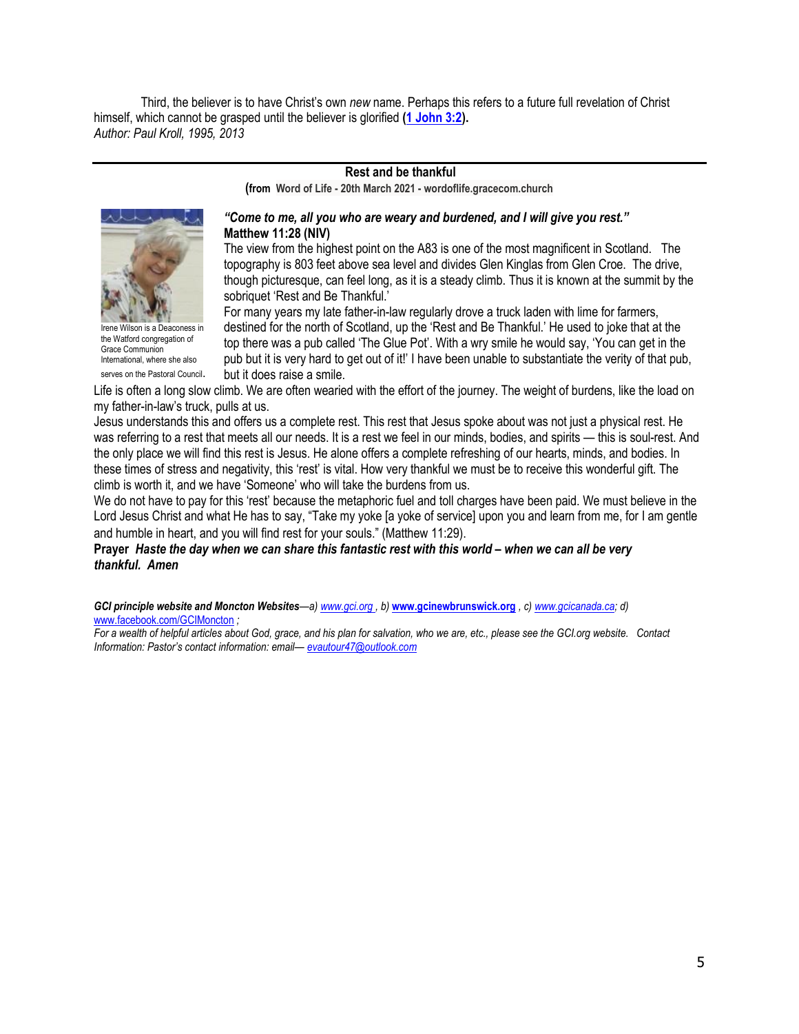Third, the believer is to have Christ's own *new* name. Perhaps this refers to a future full revelation of Christ himself, which cannot be grasped until the believer is glorified **(1 John 3:2).**
*Author: Paul Kroll, 1995, 2013*

---

## Rest and be thankful

**(from Word of Life - 20th March 2021 - wordoflife.gracecom.church**

Irene Wilson is a Deaconess in the Watford congregation of Grace Communion International, where she also serves on the Pastoral Council.

***"Come to me, all you who are weary and burdened, and I will give you rest."***
**Matthew 11:28 (NIV)**

The view from the highest point on the A83 is one of the most magnificent in Scotland. The topography is 803 feet above sea level and divides Glen Kinglas from Glen Croe. The drive, though picturesque, can feel long, as it is a steady climb. Thus it is known at the summit by the sobriquet 'Rest and Be Thankful.'

For many years my late father-in-law regularly drove a truck laden with lime for farmers, destined for the north of Scotland, up the 'Rest and Be Thankful.' He used to joke that at the top there was a pub called 'The Glue Pot'. With a wry smile he would say, 'You can get in the pub but it is very hard to get out of it!' I have been unable to substantiate the verity of that pub, but it does raise a smile.

Life is often a long slow climb. We are often wearied with the effort of the journey. The weight of burdens, like the load on my father-in-law's truck, pulls at us.

Jesus understands this and offers us a complete rest. This rest that Jesus spoke about was not just a physical rest. He was referring to a rest that meets all our needs. It is a rest we feel in our minds, bodies, and spirits — this is soul-rest. And the only place we will find this rest is Jesus. He alone offers a complete refreshing of our hearts, minds, and bodies. In these times of stress and negativity, this 'rest' is vital. How very thankful we must be to receive this wonderful gift. The climb is worth it, and we have 'Someone' who will take the burdens from us.

We do not have to pay for this 'rest' because the metaphoric fuel and toll charges have been paid. We must believe in the Lord Jesus Christ and what He has to say, "Take my yoke [a yoke of service] upon you and learn from me, for I am gentle and humble in heart, and you will find rest for your souls." (Matthew 11:29).

**Prayer** ***Haste the day when we can share this fantastic rest with this world – when we can all be very thankful. Amen***

***GCI principle website and Moncton Websites****—a) www.gci.org , b)* **www.gcinewbrunswick.org** *, c) www.gcicanada.ca; d) www.facebook.com/GCIMoncton ;*
*For a wealth of helpful articles about God, grace, and his plan for salvation, who we are, etc., please see the GCI.org website. Contact Information: Pastor's contact information: email— evautour47@outlook.com*